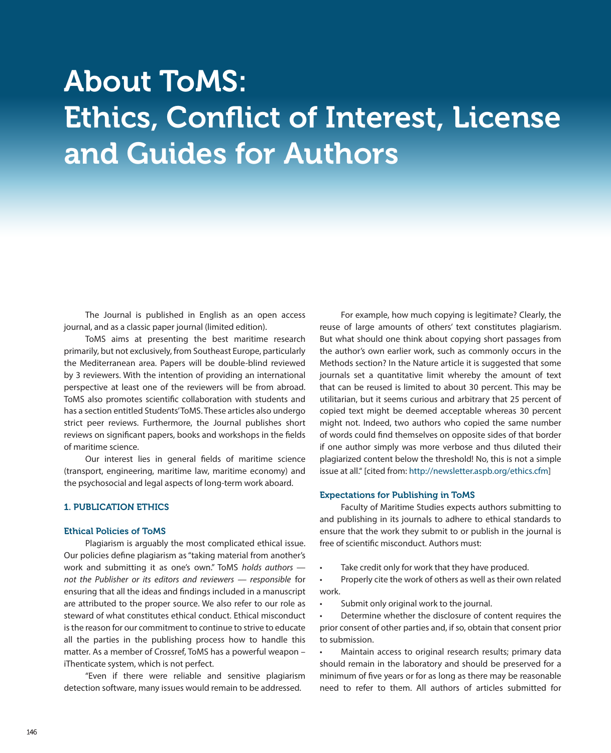# About ToMS: Ethics, Conflict of Interest, License and Guides for Authors

The Journal is published in English as an open access journal, and as a classic paper journal (limited edition).

ToMS aims at presenting the best maritime research primarily, but not exclusively, from Southeast Europe, particularly the Mediterranean area. Papers will be double-blind reviewed by 3 reviewers. With the intention of providing an international perspective at least one of the reviewers will be from abroad. ToMS also promotes scientific collaboration with students and has a section entitled Students' ToMS. These articles also undergo strict peer reviews. Furthermore, the Journal publishes short reviews on significant papers, books and workshops in the fields of maritime science.

Our interest lies in general fields of maritime science (transport, engineering, maritime law, maritime economy) and the psychosocial and legal aspects of long-term work aboard.

## 1. PUBLICATION ETHICS

### Ethical Policies of ToMS

Plagiarism is arguably the most complicated ethical issue. Our policies define plagiarism as "taking material from another's work and submitting it as one's own." ToMS *holds authors — not the Publisher or its editors and reviewers — responsible* for ensuring that all the ideas and findings included in a manuscript are attributed to the proper source. We also refer to our role as steward of what constitutes ethical conduct. Ethical misconduct is the reason for our commitment to continue to strive to educate all the parties in the publishing process how to handle this matter. As a member of Crossref, ToMS has a powerful weapon – iThenticate system, which is not perfect.

"Even if there were reliable and sensitive plagiarism detection software, many issues would remain to be addressed.

For example, how much copying is legitimate? Clearly, the reuse of large amounts of others' text constitutes plagiarism. But what should one think about copying short passages from the author's own earlier work, such as commonly occurs in the Methods section? In the Nature article it is suggested that some journals set a quantitative limit whereby the amount of text that can be reused is limited to about 30 percent. This may be utilitarian, but it seems curious and arbitrary that 25 percent of copied text might be deemed acceptable whereas 30 percent might not. Indeed, two authors who copied the same number of words could find themselves on opposite sides of that border if one author simply was more verbose and thus diluted their plagiarized content below the threshold! No, this is not a simple issue at all." [cited from: http://newsletter.aspb.org/ethics.cfm]

### Expectations for Publishing in ToMS

Faculty of Maritime Studies expects authors submitting to and publishing in its journals to adhere to ethical standards to ensure that the work they submit to or publish in the journal is free of scientific misconduct. Authors must:

- Take credit only for work that they have produced.
- Properly cite the work of others as well as their own related work.
- Submit only original work to the journal.
- Determine whether the disclosure of content requires the prior consent of other parties and, if so, obtain that consent prior to submission.
- Maintain access to original research results; primary data should remain in the laboratory and should be preserved for a minimum of five years or for as long as there may be reasonable need to refer to them. All authors of articles submitted for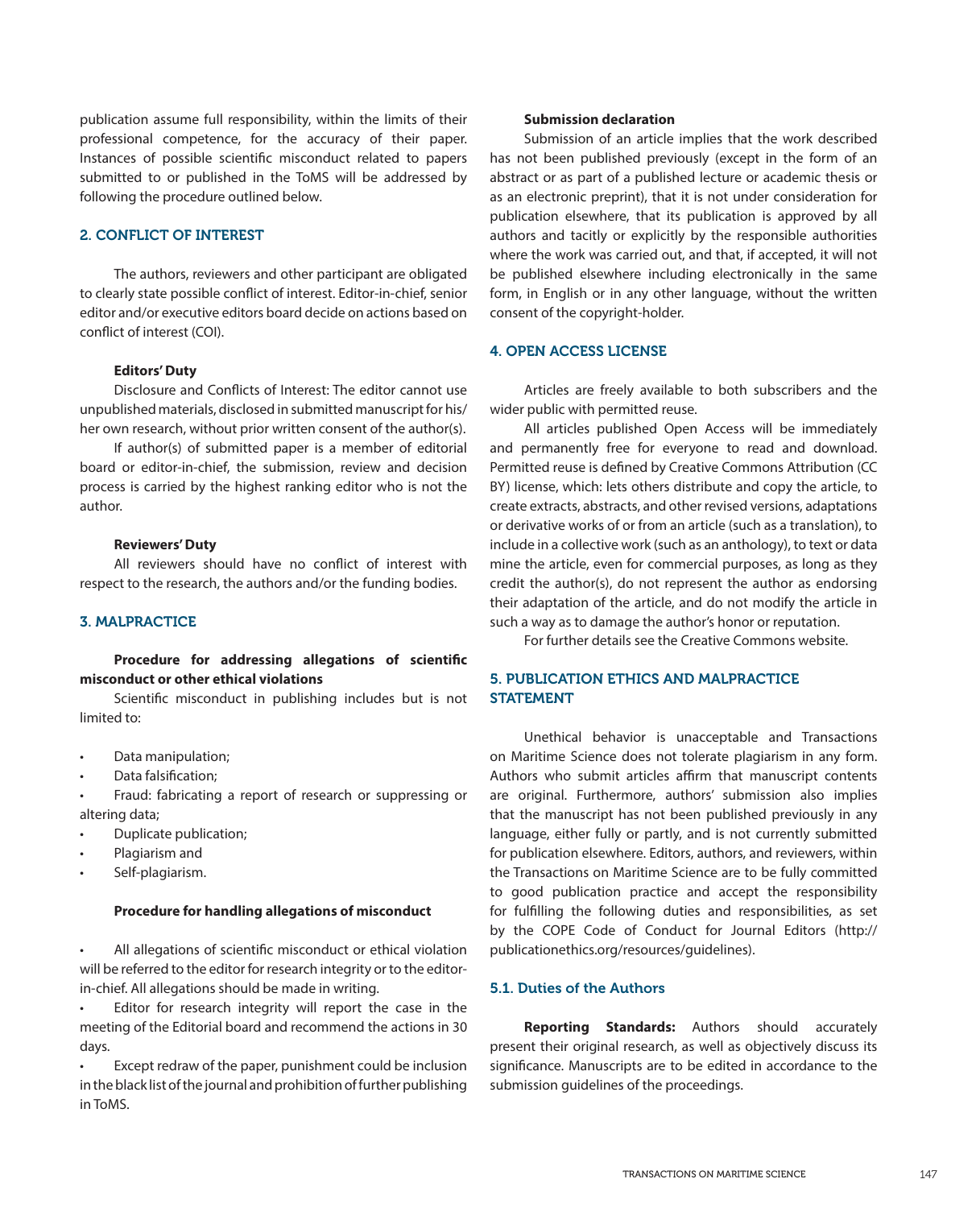publication assume full responsibility, within the limits of their professional competence, for the accuracy of their paper. Instances of possible scientific misconduct related to papers submitted to or published in the ToMS will be addressed by following the procedure outlined below.

## 2. CONFLICT OF INTEREST

The authors, reviewers and other participant are obligated to clearly state possible conflict of interest. Editor-in-chief, senior editor and/or executive editors board decide on actions based on conflict of interest (COI).

**Editors' Duty**

Disclosure and Conflicts of Interest: The editor cannot use unpublished materials, disclosed in submitted manuscript for his/her own research, without prior written consent of the author(s).

If author(s) of submitted paper is a member of editorial board or editor-in-chief, the submission, review and decision process is carried by the highest ranking editor who is not the author.

**Reviewers' Duty**

All reviewers should have no conflict of interest with respect to the research, the authors and/or the funding bodies.

## 3. MALPRACTICE

**Procedure for addressing allegations of scientific misconduct or other ethical violations**

Scientific misconduct in publishing includes but is not limited to:

- Data manipulation;
- Data falsification;
- Fraud: fabricating a report of research or suppressing or altering data;
- Duplicate publication;
- Plagiarism and
- Self-plagiarism.

**Procedure for handling allegations of misconduct**

- All allegations of scientific misconduct or ethical violation will be referred to the editor for research integrity or to the editor-in-chief. All allegations should be made in writing.
- Editor for research integrity will report the case in the meeting of the Editorial board and recommend the actions in 30 days.
- Except redraw of the paper, punishment could be inclusion in the black list of the journal and prohibition of further publishing in ToMS.

**Submission declaration**

Submission of an article implies that the work described has not been published previously (except in the form of an abstract or as part of a published lecture or academic thesis or as an electronic preprint), that it is not under consideration for publication elsewhere, that its publication is approved by all authors and tacitly or explicitly by the responsible authorities where the work was carried out, and that, if accepted, it will not be published elsewhere including electronically in the same form, in English or in any other language, without the written consent of the copyright-holder.

## 4. OPEN ACCESS LICENSE

Articles are freely available to both subscribers and the wider public with permitted reuse.

All articles published Open Access will be immediately and permanently free for everyone to read and download. Permitted reuse is defined by Creative Commons Attribution (CC BY) license, which: lets others distribute and copy the article, to create extracts, abstracts, and other revised versions, adaptations or derivative works of or from an article (such as a translation), to include in a collective work (such as an anthology), to text or data mine the article, even for commercial purposes, as long as they credit the author(s), do not represent the author as endorsing their adaptation of the article, and do not modify the article in such a way as to damage the author's honor or reputation.

For further details see the Creative Commons website.

## 5. PUBLICATION ETHICS AND MALPRACTICE STATEMENT

Unethical behavior is unacceptable and Transactions on Maritime Science does not tolerate plagiarism in any form. Authors who submit articles affirm that manuscript contents are original. Furthermore, authors' submission also implies that the manuscript has not been published previously in any language, either fully or partly, and is not currently submitted for publication elsewhere. Editors, authors, and reviewers, within the Transactions on Maritime Science are to be fully committed to good publication practice and accept the responsibility for fulfilling the following duties and responsibilities, as set by the COPE Code of Conduct for Journal Editors (http://publicationethics.org/resources/guidelines).

### 5.1. Duties of the Authors

**Reporting Standards:** Authors should accurately present their original research, as well as objectively discuss its significance. Manuscripts are to be edited in accordance to the submission guidelines of the proceedings.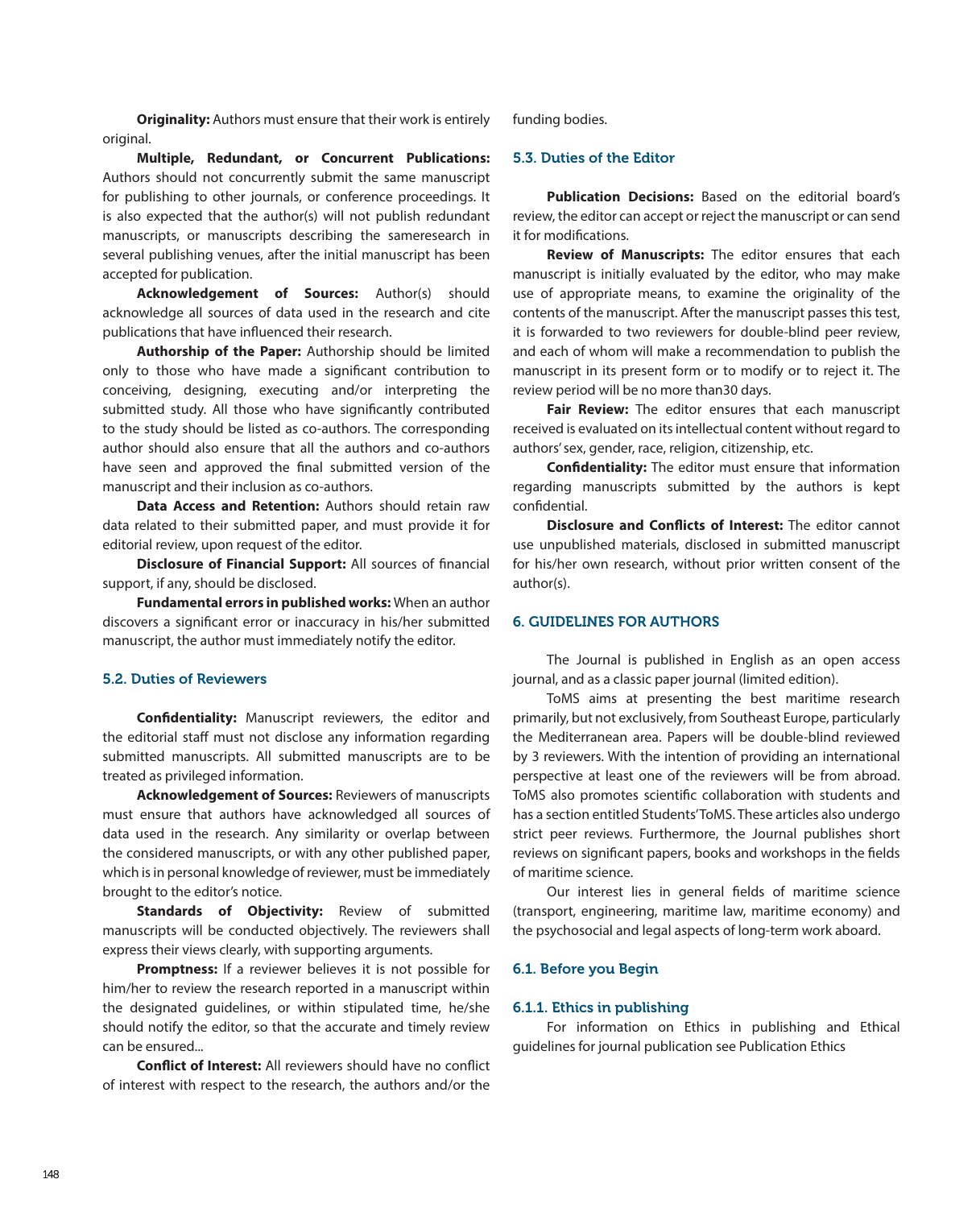**Originality:** Authors must ensure that their work is entirely original.

**Multiple, Redundant, or Concurrent Publications:** Authors should not concurrently submit the same manuscript for publishing to other journals, or conference proceedings. It is also expected that the author(s) will not publish redundant manuscripts, or manuscripts describing the sameresearch in several publishing venues, after the initial manuscript has been accepted for publication.

**Acknowledgement of Sources:** Author(s) should acknowledge all sources of data used in the research and cite publications that have influenced their research.

**Authorship of the Paper:** Authorship should be limited only to those who have made a significant contribution to conceiving, designing, executing and/or interpreting the submitted study. All those who have significantly contributed to the study should be listed as co-authors. The corresponding author should also ensure that all the authors and co-authors have seen and approved the final submitted version of the manuscript and their inclusion as co-authors.

**Data Access and Retention:** Authors should retain raw data related to their submitted paper, and must provide it for editorial review, upon request of the editor.

**Disclosure of Financial Support:** All sources of financial support, if any, should be disclosed.

**Fundamental errors in published works:** When an author discovers a significant error or inaccuracy in his/her submitted manuscript, the author must immediately notify the editor.

### 5.2. Duties of Reviewers

**Confidentiality:** Manuscript reviewers, the editor and the editorial staff must not disclose any information regarding submitted manuscripts. All submitted manuscripts are to be treated as privileged information.

**Acknowledgement of Sources:** Reviewers of manuscripts must ensure that authors have acknowledged all sources of data used in the research. Any similarity or overlap between the considered manuscripts, or with any other published paper, which is in personal knowledge of reviewer, must be immediately brought to the editor's notice.

**Standards of Objectivity:** Review of submitted manuscripts will be conducted objectively. The reviewers shall express their views clearly, with supporting arguments.

**Promptness:** If a reviewer believes it is not possible for him/her to review the research reported in a manuscript within the designated guidelines, or within stipulated time, he/she should notify the editor, so that the accurate and timely review can be ensured...

**Conflict of Interest:** All reviewers should have no conflict of interest with respect to the research, the authors and/or the funding bodies.

### 5.3. Duties of the Editor

**Publication Decisions:** Based on the editorial board's review, the editor can accept or reject the manuscript or can send it for modifications.

**Review of Manuscripts:** The editor ensures that each manuscript is initially evaluated by the editor, who may make use of appropriate means, to examine the originality of the contents of the manuscript. After the manuscript passes this test, it is forwarded to two reviewers for double-blind peer review, and each of whom will make a recommendation to publish the manuscript in its present form or to modify or to reject it. The review period will be no more than30 days.

**Fair Review:** The editor ensures that each manuscript received is evaluated on its intellectual content without regard to authors' sex, gender, race, religion, citizenship, etc.

**Confidentiality:** The editor must ensure that information regarding manuscripts submitted by the authors is kept confidential.

**Disclosure and Conflicts of Interest:** The editor cannot use unpublished materials, disclosed in submitted manuscript for his/her own research, without prior written consent of the author(s).

## 6. GUIDELINES FOR AUTHORS

The Journal is published in English as an open access journal, and as a classic paper journal (limited edition).

ToMS aims at presenting the best maritime research primarily, but not exclusively, from Southeast Europe, particularly the Mediterranean area. Papers will be double-blind reviewed by 3 reviewers. With the intention of providing an international perspective at least one of the reviewers will be from abroad. ToMS also promotes scientific collaboration with students and has a section entitled Students' ToMS. These articles also undergo strict peer reviews. Furthermore, the Journal publishes short reviews on significant papers, books and workshops in the fields of maritime science.

Our interest lies in general fields of maritime science (transport, engineering, maritime law, maritime economy) and the psychosocial and legal aspects of long-term work aboard.

### 6.1. Before you Begin

#### 6.1.1. Ethics in publishing

For information on Ethics in publishing and Ethical guidelines for journal publication see Publication Ethics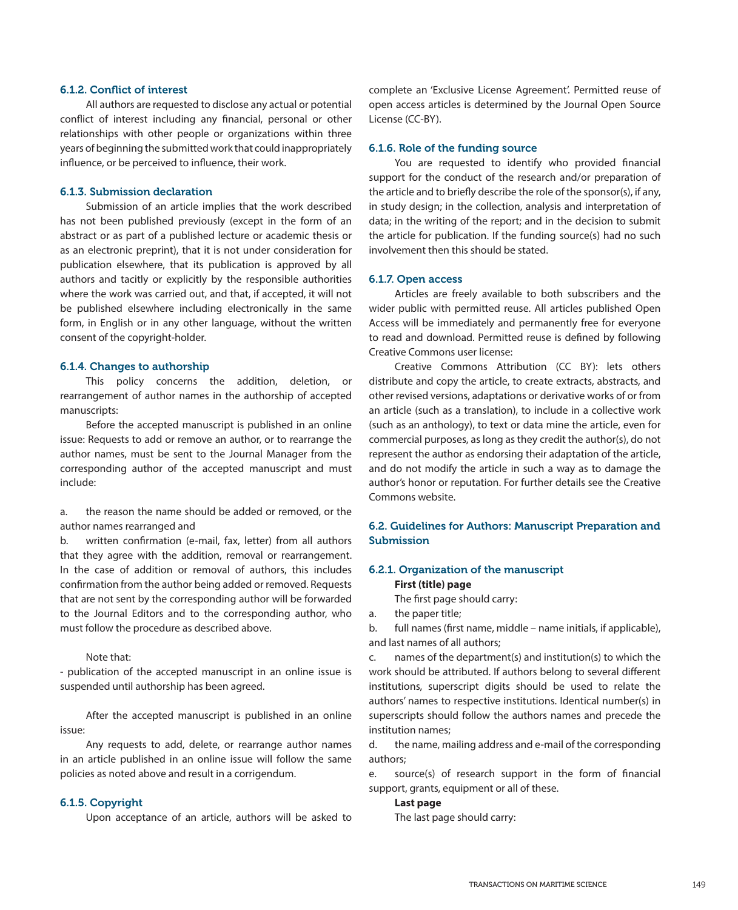### 6.1.2. Conflict of interest

All authors are requested to disclose any actual or potential conflict of interest including any financial, personal or other relationships with other people or organizations within three years of beginning the submitted work that could inappropriately influence, or be perceived to influence, their work.

### 6.1.3. Submission declaration

Submission of an article implies that the work described has not been published previously (except in the form of an abstract or as part of a published lecture or academic thesis or as an electronic preprint), that it is not under consideration for publication elsewhere, that its publication is approved by all authors and tacitly or explicitly by the responsible authorities where the work was carried out, and that, if accepted, it will not be published elsewhere including electronically in the same form, in English or in any other language, without the written consent of the copyright-holder.

### 6.1.4. Changes to authorship

This policy concerns the addition, deletion, or rearrangement of author names in the authorship of accepted manuscripts:

Before the accepted manuscript is published in an online issue: Requests to add or remove an author, or to rearrange the author names, must be sent to the Journal Manager from the corresponding author of the accepted manuscript and must include:

a. the reason the name should be added or removed, or the author names rearranged and

b. written confirmation (e-mail, fax, letter) from all authors that they agree with the addition, removal or rearrangement. In the case of addition or removal of authors, this includes confirmation from the author being added or removed. Requests that are not sent by the corresponding author will be forwarded to the Journal Editors and to the corresponding author, who must follow the procedure as described above.

Note that:

- publication of the accepted manuscript in an online issue is suspended until authorship has been agreed.

After the accepted manuscript is published in an online issue:

Any requests to add, delete, or rearrange author names in an article published in an online issue will follow the same policies as noted above and result in a corrigendum.

### 6.1.5. Copyright

Upon acceptance of an article, authors will be asked to complete an 'Exclusive License Agreement'. Permitted reuse of open access articles is determined by the Journal Open Source License (CC-BY).

### 6.1.6. Role of the funding source

You are requested to identify who provided financial support for the conduct of the research and/or preparation of the article and to briefly describe the role of the sponsor(s), if any, in study design; in the collection, analysis and interpretation of data; in the writing of the report; and in the decision to submit the article for publication. If the funding source(s) had no such involvement then this should be stated.

### 6.1.7. Open access

Articles are freely available to both subscribers and the wider public with permitted reuse. All articles published Open Access will be immediately and permanently free for everyone to read and download. Permitted reuse is defined by following Creative Commons user license:

Creative Commons Attribution (CC BY): lets others distribute and copy the article, to create extracts, abstracts, and other revised versions, adaptations or derivative works of or from an article (such as a translation), to include in a collective work (such as an anthology), to text or data mine the article, even for commercial purposes, as long as they credit the author(s), do not represent the author as endorsing their adaptation of the article, and do not modify the article in such a way as to damage the author's honor or reputation. For further details see the Creative Commons website.

## 6.2. Guidelines for Authors: Manuscript Preparation and Submission

### 6.2.1. Organization of the manuscript

**First (title) page**

The first page should carry:

a. the paper title;

b. full names (first name, middle – name initials, if applicable), and last names of all authors;

c. names of the department(s) and institution(s) to which the work should be attributed. If authors belong to several different institutions, superscript digits should be used to relate the authors' names to respective institutions. Identical number(s) in superscripts should follow the authors names and precede the institution names;

d. the name, mailing address and e-mail of the corresponding authors;

e. source(s) of research support in the form of financial support, grants, equipment or all of these.

**Last page**

The last page should carry: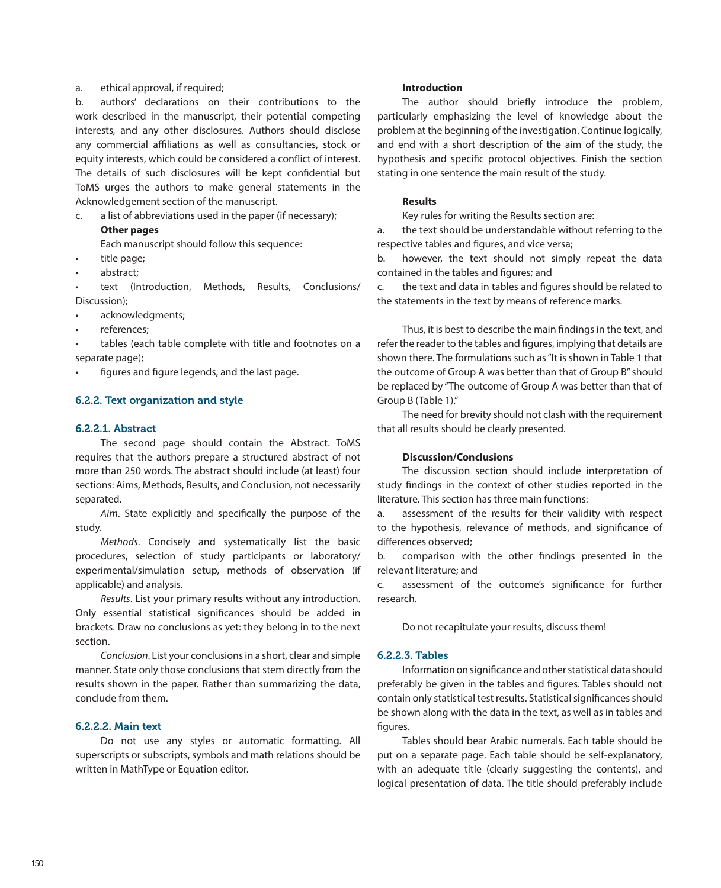a. ethical approval, if required;

b. authors' declarations on their contributions to the work described in the manuscript, their potential competing interests, and any other disclosures. Authors should disclose any commercial affiliations as well as consultancies, stock or equity interests, which could be considered a conflict of interest. The details of such disclosures will be kept confidential but ToMS urges the authors to make general statements in the Acknowledgement section of the manuscript.

c. a list of abbreviations used in the paper (if necessary);

**Other pages**

Each manuscript should follow this sequence:

- title page;
- abstract;
- text (Introduction, Methods, Results, Conclusions/Discussion);
- acknowledgments;
- references;
- tables (each table complete with title and footnotes on a separate page);
- figures and figure legends, and the last page.

### 6.2.2. Text organization and style

#### 6.2.2.1. Abstract

The second page should contain the Abstract. ToMS requires that the authors prepare a structured abstract of not more than 250 words. The abstract should include (at least) four sections: Aims, Methods, Results, and Conclusion, not necessarily separated.

*Aim*. State explicitly and specifically the purpose of the study.

*Methods*. Concisely and systematically list the basic procedures, selection of study participants or laboratory/experimental/simulation setup, methods of observation (if applicable) and analysis.

*Results*. List your primary results without any introduction. Only essential statistical significances should be added in brackets. Draw no conclusions as yet: they belong in to the next section.

*Conclusion*. List your conclusions in a short, clear and simple manner. State only those conclusions that stem directly from the results shown in the paper. Rather than summarizing the data, conclude from them.

#### 6.2.2.2. Main text

Do not use any styles or automatic formatting. All superscripts or subscripts, symbols and math relations should be written in MathType or Equation editor.

**Introduction**

The author should briefly introduce the problem, particularly emphasizing the level of knowledge about the problem at the beginning of the investigation. Continue logically, and end with a short description of the aim of the study, the hypothesis and specific protocol objectives. Finish the section stating in one sentence the main result of the study.

**Results**

Key rules for writing the Results section are:

a. the text should be understandable without referring to the respective tables and figures, and vice versa;

b. however, the text should not simply repeat the data contained in the tables and figures; and

c. the text and data in tables and figures should be related to the statements in the text by means of reference marks.

Thus, it is best to describe the main findings in the text, and refer the reader to the tables and figures, implying that details are shown there. The formulations such as "It is shown in Table 1 that the outcome of Group A was better than that of Group B" should be replaced by "The outcome of Group A was better than that of Group B (Table 1)."

The need for brevity should not clash with the requirement that all results should be clearly presented.

**Discussion/Conclusions**

The discussion section should include interpretation of study findings in the context of other studies reported in the literature. This section has three main functions:

a. assessment of the results for their validity with respect to the hypothesis, relevance of methods, and significance of differences observed;

b. comparison with the other findings presented in the relevant literature; and

c. assessment of the outcome's significance for further research.

Do not recapitulate your results, discuss them!

#### 6.2.2.3. Tables

Information on significance and other statistical data should preferably be given in the tables and figures. Tables should not contain only statistical test results. Statistical significances should be shown along with the data in the text, as well as in tables and figures.

Tables should bear Arabic numerals. Each table should be put on a separate page. Each table should be self-explanatory, with an adequate title (clearly suggesting the contents), and logical presentation of data. The title should preferably include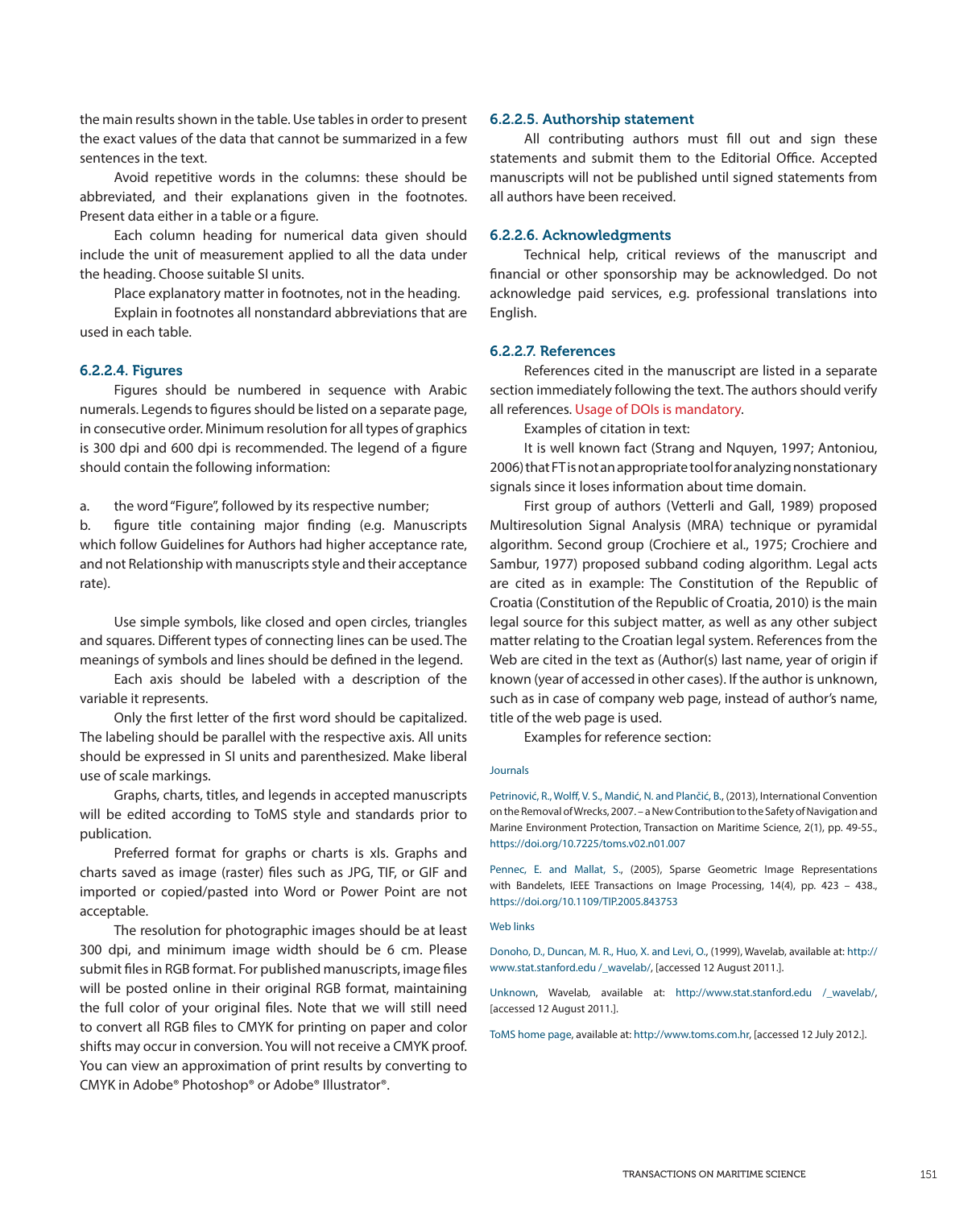the main results shown in the table. Use tables in order to present the exact values of the data that cannot be summarized in a few sentences in the text.

Avoid repetitive words in the columns: these should be abbreviated, and their explanations given in the footnotes. Present data either in a table or a figure.

Each column heading for numerical data given should include the unit of measurement applied to all the data under the heading. Choose suitable SI units.

Place explanatory matter in footnotes, not in the heading.

Explain in footnotes all nonstandard abbreviations that are used in each table.

### 6.2.2.4. Figures

Figures should be numbered in sequence with Arabic numerals. Legends to figures should be listed on a separate page, in consecutive order. Minimum resolution for all types of graphics is 300 dpi and 600 dpi is recommended. The legend of a figure should contain the following information:

a. the word "Figure", followed by its respective number;

b. figure title containing major finding (e.g. Manuscripts which follow Guidelines for Authors had higher acceptance rate, and not Relationship with manuscripts style and their acceptance rate).

Use simple symbols, like closed and open circles, triangles and squares. Different types of connecting lines can be used. The meanings of symbols and lines should be defined in the legend.

Each axis should be labeled with a description of the variable it represents.

Only the first letter of the first word should be capitalized. The labeling should be parallel with the respective axis. All units should be expressed in SI units and parenthesized. Make liberal use of scale markings.

Graphs, charts, titles, and legends in accepted manuscripts will be edited according to ToMS style and standards prior to publication.

Preferred format for graphs or charts is xls. Graphs and charts saved as image (raster) files such as JPG, TIF, or GIF and imported or copied/pasted into Word or Power Point are not acceptable.

The resolution for photographic images should be at least 300 dpi, and minimum image width should be 6 cm. Please submit files in RGB format. For published manuscripts, image files will be posted online in their original RGB format, maintaining the full color of your original files. Note that we will still need to convert all RGB files to CMYK for printing on paper and color shifts may occur in conversion. You will not receive a CMYK proof. You can view an approximation of print results by converting to CMYK in Adobe® Photoshop® or Adobe® Illustrator®.

### 6.2.2.5. Authorship statement

All contributing authors must fill out and sign these statements and submit them to the Editorial Office. Accepted manuscripts will not be published until signed statements from all authors have been received.

### 6.2.2.6. Acknowledgments

Technical help, critical reviews of the manuscript and financial or other sponsorship may be acknowledged. Do not acknowledge paid services, e.g. professional translations into English.

### 6.2.2.7. References

References cited in the manuscript are listed in a separate section immediately following the text. The authors should verify all references. Usage of DOIs is mandatory.

Examples of citation in text:

It is well known fact (Strang and Nquyen, 1997; Antoniou, 2006) that FT is not an appropriate tool for analyzing nonstationary signals since it loses information about time domain.

First group of authors (Vetterli and Gall, 1989) proposed Multiresolution Signal Analysis (MRA) technique or pyramidal algorithm. Second group (Crochiere et al., 1975; Crochiere and Sambur, 1977) proposed subband coding algorithm. Legal acts are cited as in example: The Constitution of the Republic of Croatia (Constitution of the Republic of Croatia, 2010) is the main legal source for this subject matter, as well as any other subject matter relating to the Croatian legal system. References from the Web are cited in the text as (Author(s) last name, year of origin if known (year of accessed in other cases). If the author is unknown, such as in case of company web page, instead of author's name, title of the web page is used.

Examples for reference section:

Journals

Petrinović, R., Wolff, V. S., Mandić, N. and Plančić, B., (2013), International Convention on the Removal of Wrecks, 2007. – a New Contribution to the Safety of Navigation and Marine Environment Protection, Transaction on Maritime Science, 2(1), pp. 49-55., https://doi.org/10.7225/toms.v02.n01.007

Pennec, E. and Mallat, S., (2005), Sparse Geometric Image Representations with Bandelets, IEEE Transactions on Image Processing, 14(4), pp. 423 – 438., https://doi.org/10.1109/TIP.2005.843753

Web links

Donoho, D., Duncan, M. R., Huo, X. and Levi, O., (1999), Wavelab, available at: http://www.stat.stanford.edu /_wavelab/, [accessed 12 August 2011.].

Unknown, Wavelab, available at: http://www.stat.stanford.edu /_wavelab/, [accessed 12 August 2011.].

ToMS home page, available at: http://www.toms.com.hr, [accessed 12 July 2012.].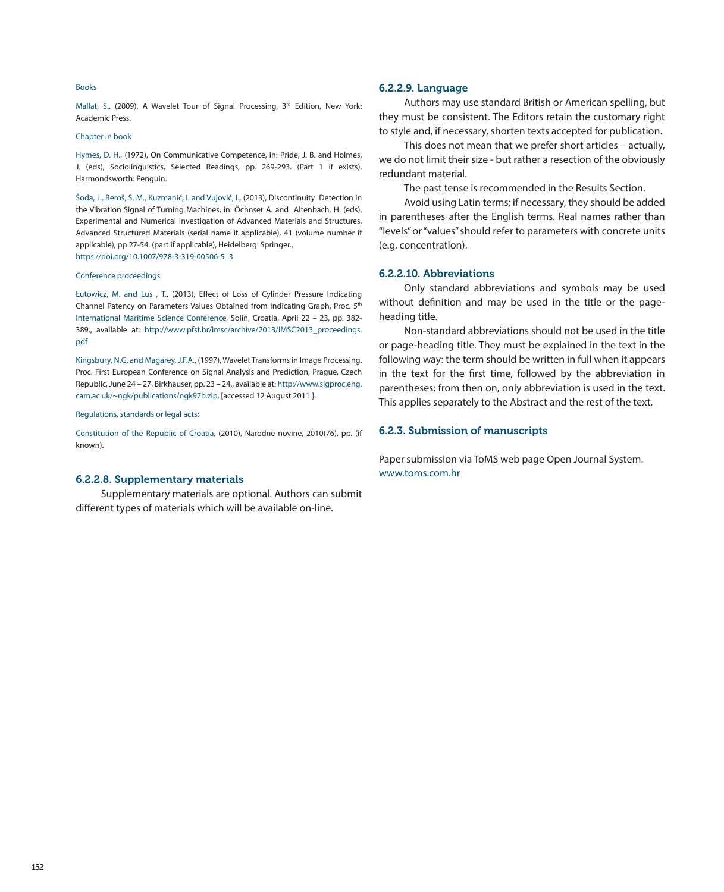Books

Mallat, S., (2009), A Wavelet Tour of Signal Processing, 3rd Edition, New York: Academic Press.

Chapter in book

Hymes, D. H., (1972), On Communicative Competence, in: Pride, J. B. and Holmes, J. (eds), Sociolinguistics, Selected Readings, pp. 269-293. (Part 1 if exists), Harmondsworth: Penguin.

Šoda, J., Beroš, S. M., Kuzmanić, I. and Vujović, I., (2013), Discontinuity Detection in the Vibration Signal of Turning Machines, in: Öchsner A. and Altenbach, H. (eds), Experimental and Numerical Investigation of Advanced Materials and Structures, Advanced Structured Materials (serial name if applicable), 41 (volume number if applicable), pp 27-54. (part if applicable), Heidelberg: Springer., https://doi.org/10.1007/978-3-319-00506-5_3

Conference proceedings

Łutowicz, M. and Lus , T., (2013), Effect of Loss of Cylinder Pressure Indicating Channel Patency on Parameters Values Obtained from Indicating Graph, Proc. 5th International Maritime Science Conference, Solin, Croatia, April 22 – 23, pp. 382-389., available at: http://www.pfst.hr/imsc/archive/2013/IMSC2013_proceedings.pdf

Kingsbury, N.G. and Magarey, J.F.A., (1997), Wavelet Transforms in Image Processing. Proc. First European Conference on Signal Analysis and Prediction, Prague, Czech Republic, June 24 – 27, Birkhauser, pp. 23 – 24., available at: http://www.sigproc.eng.cam.ac.uk/~ngk/publications/ngk97b.zip, [accessed 12 August 2011.].

Regulations, standards or legal acts:

Constitution of the Republic of Croatia, (2010), Narodne novine, 2010(76), pp. (if known).

### 6.2.2.8. Supplementary materials

Supplementary materials are optional. Authors can submit different types of materials which will be available on-line.

### 6.2.2.9. Language

Authors may use standard British or American spelling, but they must be consistent. The Editors retain the customary right to style and, if necessary, shorten texts accepted for publication.

This does not mean that we prefer short articles – actually, we do not limit their size - but rather a resection of the obviously redundant material.

The past tense is recommended in the Results Section.

Avoid using Latin terms; if necessary, they should be added in parentheses after the English terms. Real names rather than “levels” or “values” should refer to parameters with concrete units (e.g. concentration).

### 6.2.2.10. Abbreviations

Only standard abbreviations and symbols may be used without definition and may be used in the title or the page-heading title.

Non-standard abbreviations should not be used in the title or page-heading title. They must be explained in the text in the following way: the term should be written in full when it appears in the text for the first time, followed by the abbreviation in parentheses; from then on, only abbreviation is used in the text. This applies separately to the Abstract and the rest of the text.

### 6.2.3. Submission of manuscripts

Paper submission via ToMS web page Open Journal System.
www.toms.com.hr